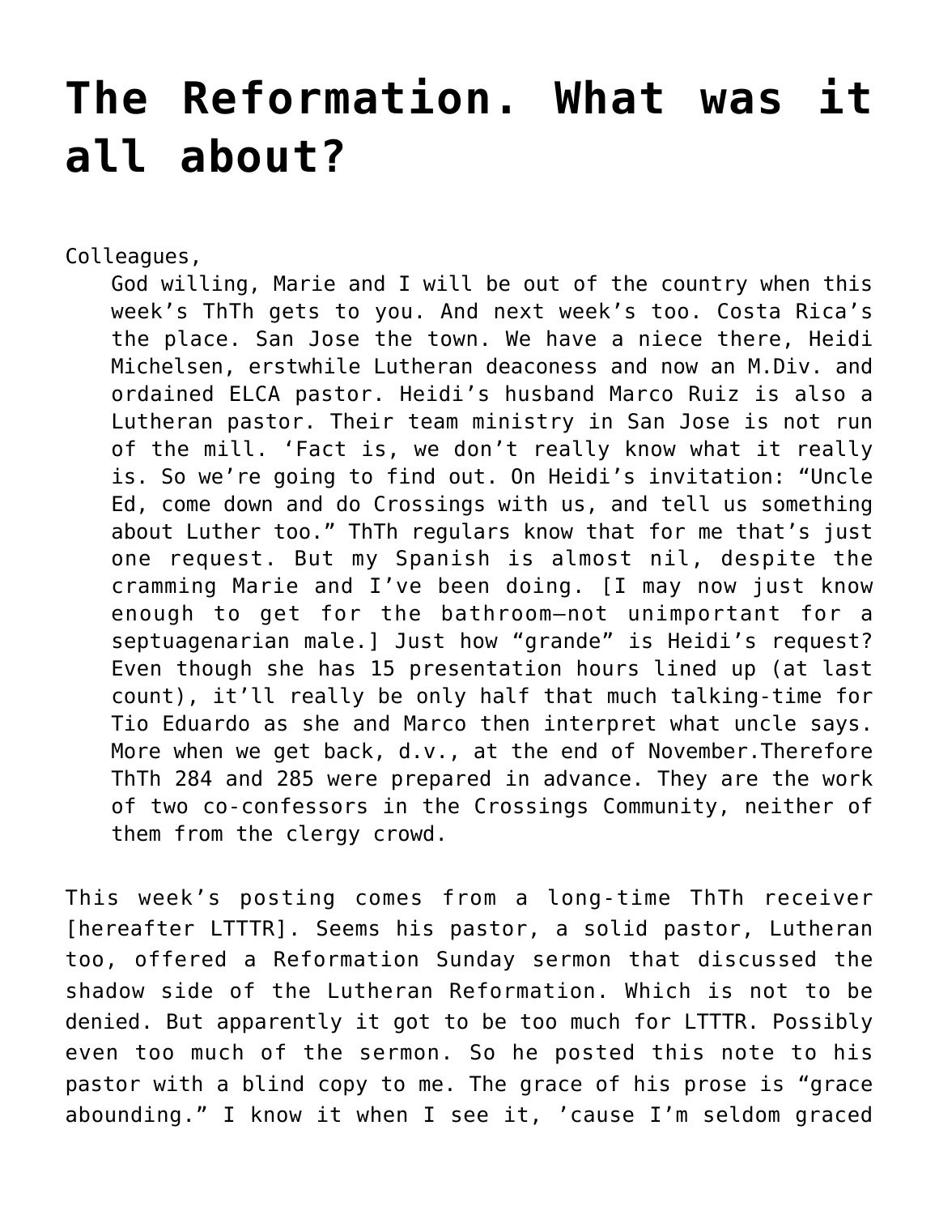# The Reformation. What was it all about?

Colleagues,

> God willing, Marie and I will be out of the country when this week's ThTh gets to you. And next week's too. Costa Rica's the place. San Jose the town. We have a niece there, Heidi Michelsen, erstwhile Lutheran deaconess and now an M.Div. and ordained ELCA pastor. Heidi's husband Marco Ruiz is also a Lutheran pastor. Their team ministry in San Jose is not run of the mill. 'Fact is, we don't really know what it really is. So we're going to find out. On Heidi's invitation: "Uncle Ed, come down and do Crossings with us, and tell us something about Luther too." ThTh regulars know that for me that's just one request. But my Spanish is almost nil, despite the cramming Marie and I've been doing. [I may now just know enough to get for the bathroom—not unimportant for a septuagenarian male.] Just how "grande" is Heidi's request? Even though she has 15 presentation hours lined up (at last count), it'll really be only half that much talking-time for Tio Eduardo as she and Marco then interpret what uncle says. More when we get back, d.v., at the end of November.Therefore ThTh 284 and 285 were prepared in advance. They are the work of two co-confessors in the Crossings Community, neither of them from the clergy crowd.

This week's posting comes from a long-time ThTh receiver [hereafter LTTTR]. Seems his pastor, a solid pastor, Lutheran too, offered a Reformation Sunday sermon that discussed the shadow side of the Lutheran Reformation. Which is not to be denied. But apparently it got to be too much for LTTTR. Possibly even too much of the sermon. So he posted this note to his pastor with a blind copy to me. The grace of his prose is "grace abounding." I know it when I see it, 'cause I'm seldom graced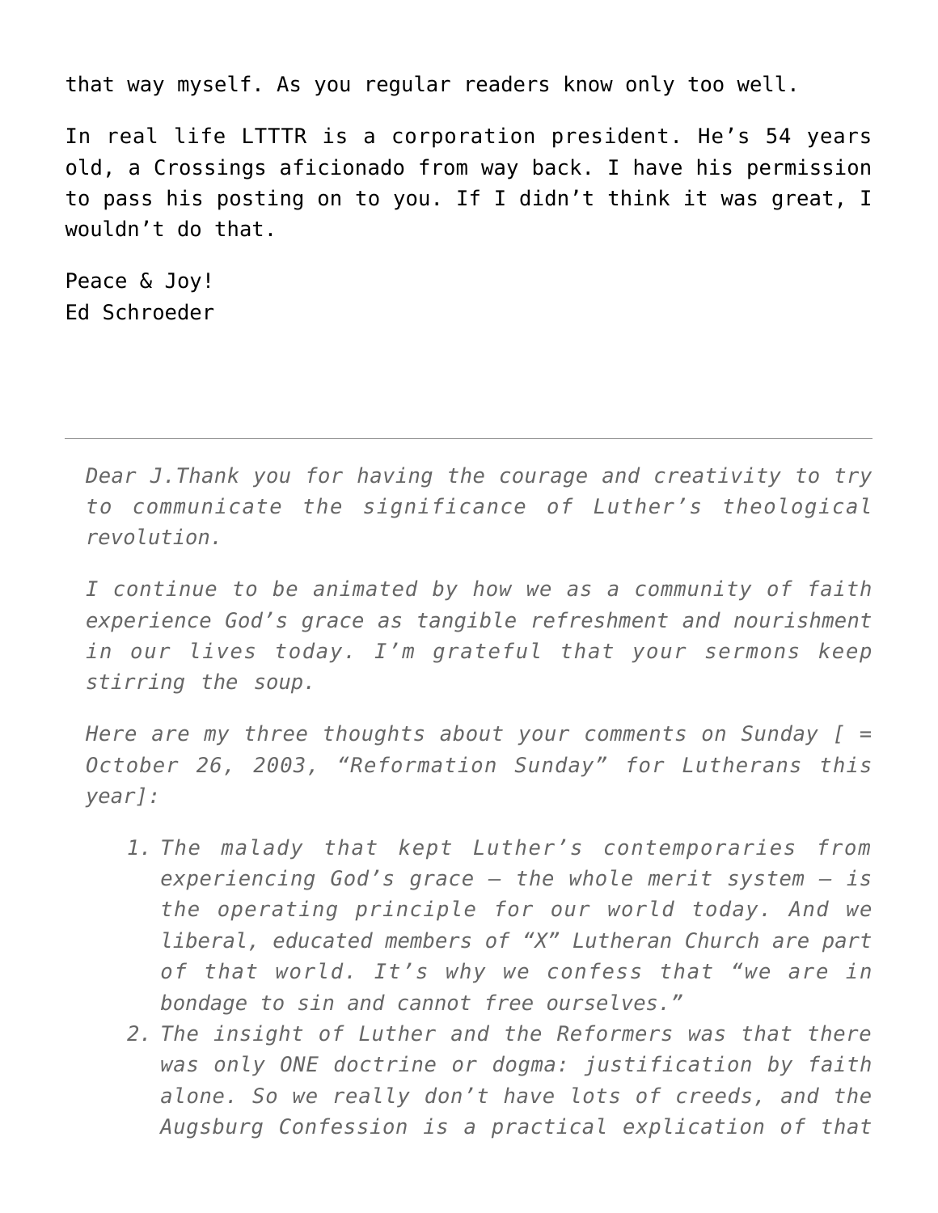that way myself. As you regular readers know only too well.

In real life LTTTR is a corporation president. He's 54 years old, a Crossings aficionado from way back. I have his permission to pass his posting on to you. If I didn't think it was great, I wouldn't do that.

Peace & Joy!
Ed Schroeder

---

> *Dear J.Thank you for having the courage and creativity to try to communicate the significance of Luther's theological revolution.*
>
> *I continue to be animated by how we as a community of faith experience God's grace as tangible refreshment and nourishment in our lives today. I'm grateful that your sermons keep stirring the soup.*
>
> *Here are my three thoughts about your comments on Sunday [ = October 26, 2003, "Reformation Sunday" for Lutherans this year]:*
>
> 1. *The malady that kept Luther's contemporaries from experiencing God's grace – the whole merit system – is the operating principle for our world today. And we liberal, educated members of "X" Lutheran Church are part of that world. It's why we confess that "we are in bondage to sin and cannot free ourselves."*
> 2. *The insight of Luther and the Reformers was that there was only ONE doctrine or dogma: justification by faith alone. So we really don't have lots of creeds, and the Augsburg Confession is a practical explication of that*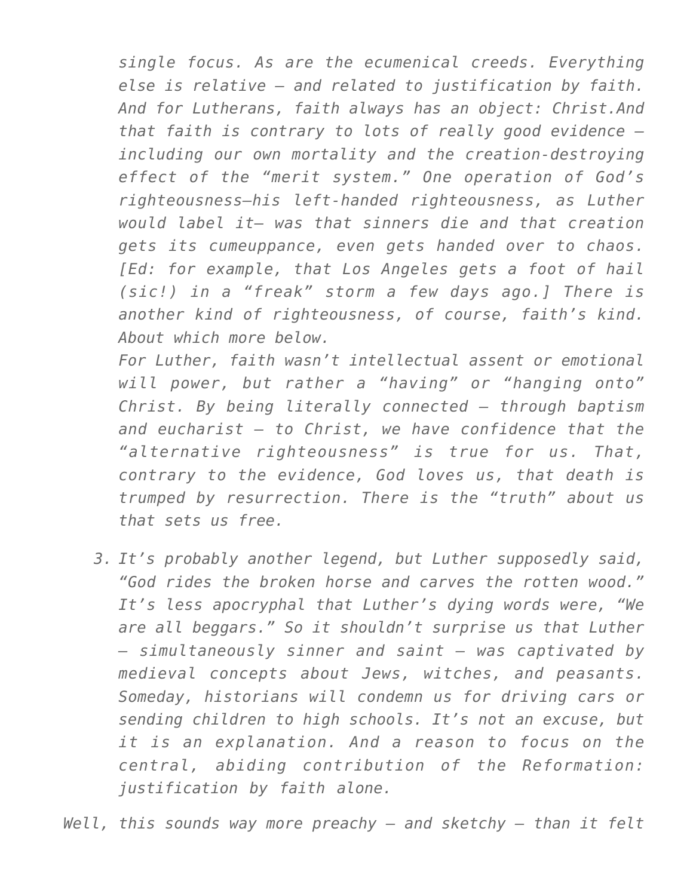*single focus. As are the ecumenical creeds. Everything else is relative – and related to justification by faith. And for Lutherans, faith always has an object: Christ.And that faith is contrary to lots of really good evidence – including our own mortality and the creation-destroying effect of the "merit system." One operation of God's righteousness—his left-handed righteousness, as Luther would label it— was that sinners die and that creation gets its cumeuppance, even gets handed over to chaos. [Ed: for example, that Los Angeles gets a foot of hail (sic!) in a "freak" storm a few days ago.] There is another kind of righteousness, of course, faith's kind. About which more below.*

*For Luther, faith wasn't intellectual assent or emotional will power, but rather a "having" or "hanging onto" Christ. By being literally connected – through baptism and eucharist – to Christ, we have confidence that the "alternative righteousness" is true for us. That, contrary to the evidence, God loves us, that death is trumped by resurrection. There is the "truth" about us that sets us free.*

3. *It's probably another legend, but Luther supposedly said, "God rides the broken horse and carves the rotten wood." It's less apocryphal that Luther's dying words were, "We are all beggars." So it shouldn't surprise us that Luther – simultaneously sinner and saint – was captivated by medieval concepts about Jews, witches, and peasants. Someday, historians will condemn us for driving cars or sending children to high schools. It's not an excuse, but it is an explanation. And a reason to focus on the central, abiding contribution of the Reformation: justification by faith alone.*

*Well, this sounds way more preachy – and sketchy – than it felt*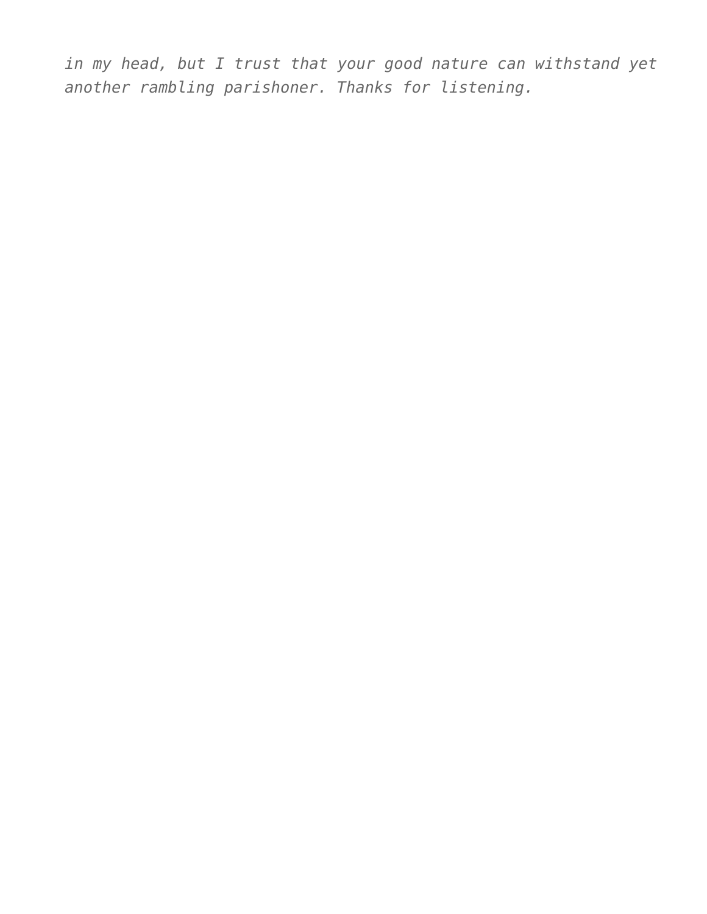*in my head, but I trust that your good nature can withstand yet another rambling parishoner. Thanks for listening.*